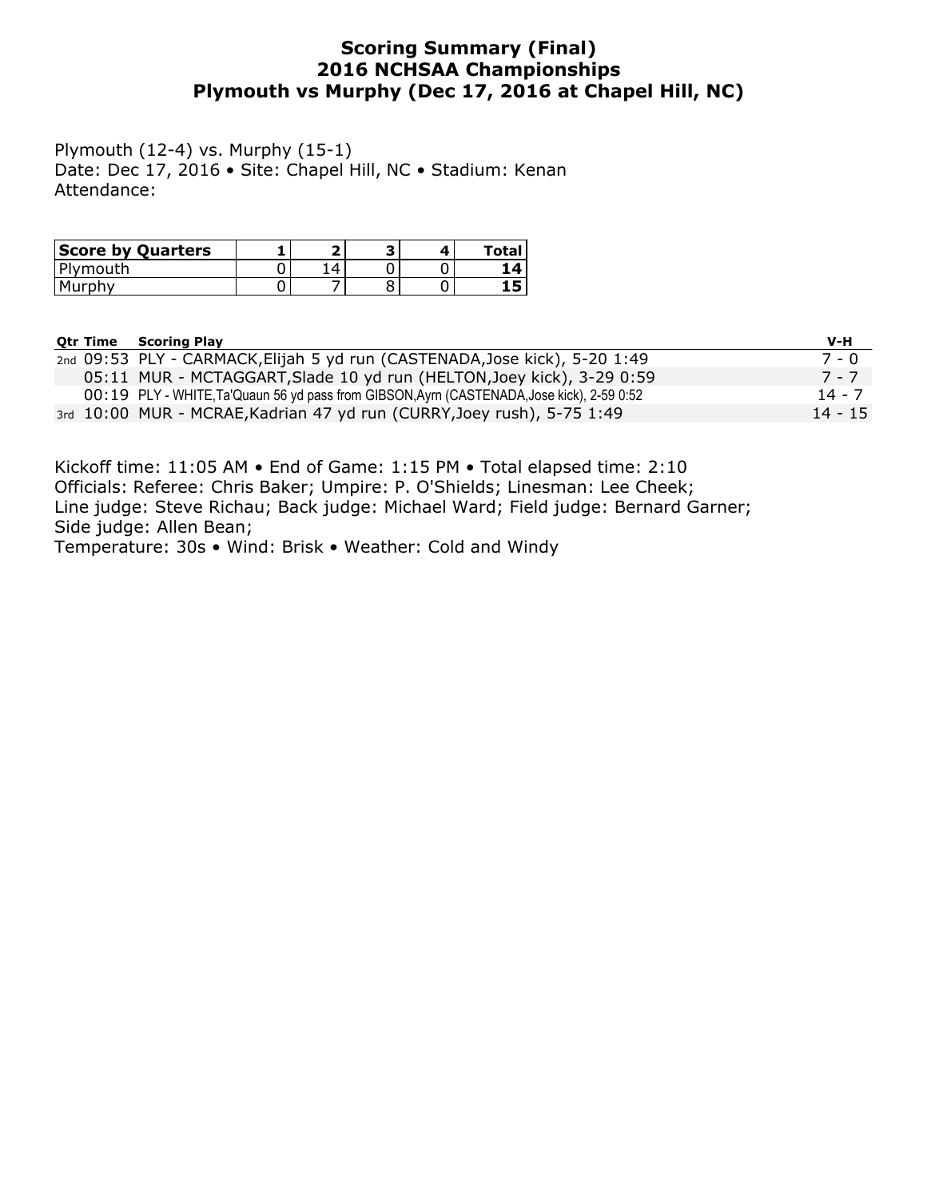# Scoring Summary (Final)
## 2016 NCHSAA Championships
## Plymouth vs Murphy (Dec 17, 2016 at Chapel Hill, NC)

Plymouth (12-4) vs. Murphy (15-1)
Date: Dec 17, 2016 • Site: Chapel Hill, NC • Stadium: Kenan
Attendance:

| Score by Quarters | 1 | 2 | 3 | 4 | Total |
|---|---|---|---|---|---|
| Plymouth | 0 | 14 | 0 | 0 | **14** |
| Murphy | 0 | 7 | 8 | 0 | **15** |

| Qtr | Time | Scoring Play | V-H |
|---|---|---|---|
| 2nd | 09:53 | PLY - CARMACK,Elijah 5 yd run (CASTENADA,Jose kick), 5-20 1:49 | 7 - 0 |
| | 05:11 | MUR - MCTAGGART,Slade 10 yd run (HELTON,Joey kick), 3-29 0:59 | 7 - 7 |
| | 00:19 | PLY - WHITE,Ta'Quaun 56 yd pass from GIBSON,Ayrn (CASTENADA,Jose kick), 2-59 0:52 | 14 - 7 |
| 3rd | 10:00 | MUR - MCRAE,Kadrian 47 yd run (CURRY,Joey rush), 5-75 1:49 | 14 - 15 |

Kickoff time: 11:05 AM • End of Game: 1:15 PM • Total elapsed time: 2:10
Officials: Referee: Chris Baker; Umpire: P. O'Shields; Linesman: Lee Cheek; Line judge: Steve Richau; Back judge: Michael Ward; Field judge: Bernard Garner; Side judge: Allen Bean;
Temperature: 30s • Wind: Brisk • Weather: Cold and Windy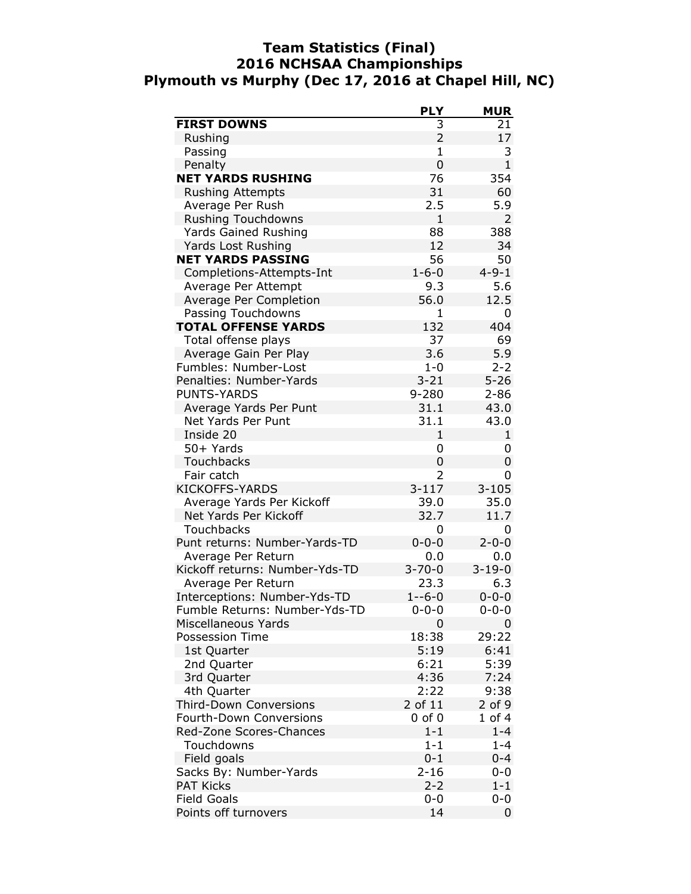# Team Statistics (Final)
## 2016 NCHSAA Championships
## Plymouth vs Murphy (Dec 17, 2016 at Chapel Hill, NC)

| | PLY | MUR |
|---|---|---|
| **FIRST DOWNS** | 3 | 21 |
| Rushing | 2 | 17 |
| Passing | 1 | 3 |
| Penalty | 0 | 1 |
| **NET YARDS RUSHING** | 76 | 354 |
| Rushing Attempts | 31 | 60 |
| Average Per Rush | 2.5 | 5.9 |
| Rushing Touchdowns | 1 | 2 |
| Yards Gained Rushing | 88 | 388 |
| Yards Lost Rushing | 12 | 34 |
| **NET YARDS PASSING** | 56 | 50 |
| Completions-Attempts-Int | 1-6-0 | 4-9-1 |
| Average Per Attempt | 9.3 | 5.6 |
| Average Per Completion | 56.0 | 12.5 |
| Passing Touchdowns | 1 | 0 |
| **TOTAL OFFENSE YARDS** | 132 | 404 |
| Total offense plays | 37 | 69 |
| Average Gain Per Play | 3.6 | 5.9 |
| Fumbles: Number-Lost | 1-0 | 2-2 |
| Penalties: Number-Yards | 3-21 | 5-26 |
| PUNTS-YARDS | 9-280 | 2-86 |
| Average Yards Per Punt | 31.1 | 43.0 |
| Net Yards Per Punt | 31.1 | 43.0 |
| Inside 20 | 1 | 1 |
| 50+ Yards | 0 | 0 |
| Touchbacks | 0 | 0 |
| Fair catch | 2 | 0 |
| KICKOFFS-YARDS | 3-117 | 3-105 |
| Average Yards Per Kickoff | 39.0 | 35.0 |
| Net Yards Per Kickoff | 32.7 | 11.7 |
| Touchbacks | 0 | 0 |
| Punt returns: Number-Yards-TD | 0-0-0 | 2-0-0 |
| Average Per Return | 0.0 | 0.0 |
| Kickoff returns: Number-Yds-TD | 3-70-0 | 3-19-0 |
| Average Per Return | 23.3 | 6.3 |
| Interceptions: Number-Yds-TD | 1--6-0 | 0-0-0 |
| Fumble Returns: Number-Yds-TD | 0-0-0 | 0-0-0 |
| Miscellaneous Yards | 0 | 0 |
| Possession Time | 18:38 | 29:22 |
| 1st Quarter | 5:19 | 6:41 |
| 2nd Quarter | 6:21 | 5:39 |
| 3rd Quarter | 4:36 | 7:24 |
| 4th Quarter | 2:22 | 9:38 |
| Third-Down Conversions | 2 of 11 | 2 of 9 |
| Fourth-Down Conversions | 0 of 0 | 1 of 4 |
| Red-Zone Scores-Chances | 1-1 | 1-4 |
| Touchdowns | 1-1 | 1-4 |
| Field goals | 0-1 | 0-4 |
| Sacks By: Number-Yards | 2-16 | 0-0 |
| PAT Kicks | 2-2 | 1-1 |
| Field Goals | 0-0 | 0-0 |
| Points off turnovers | 14 | 0 |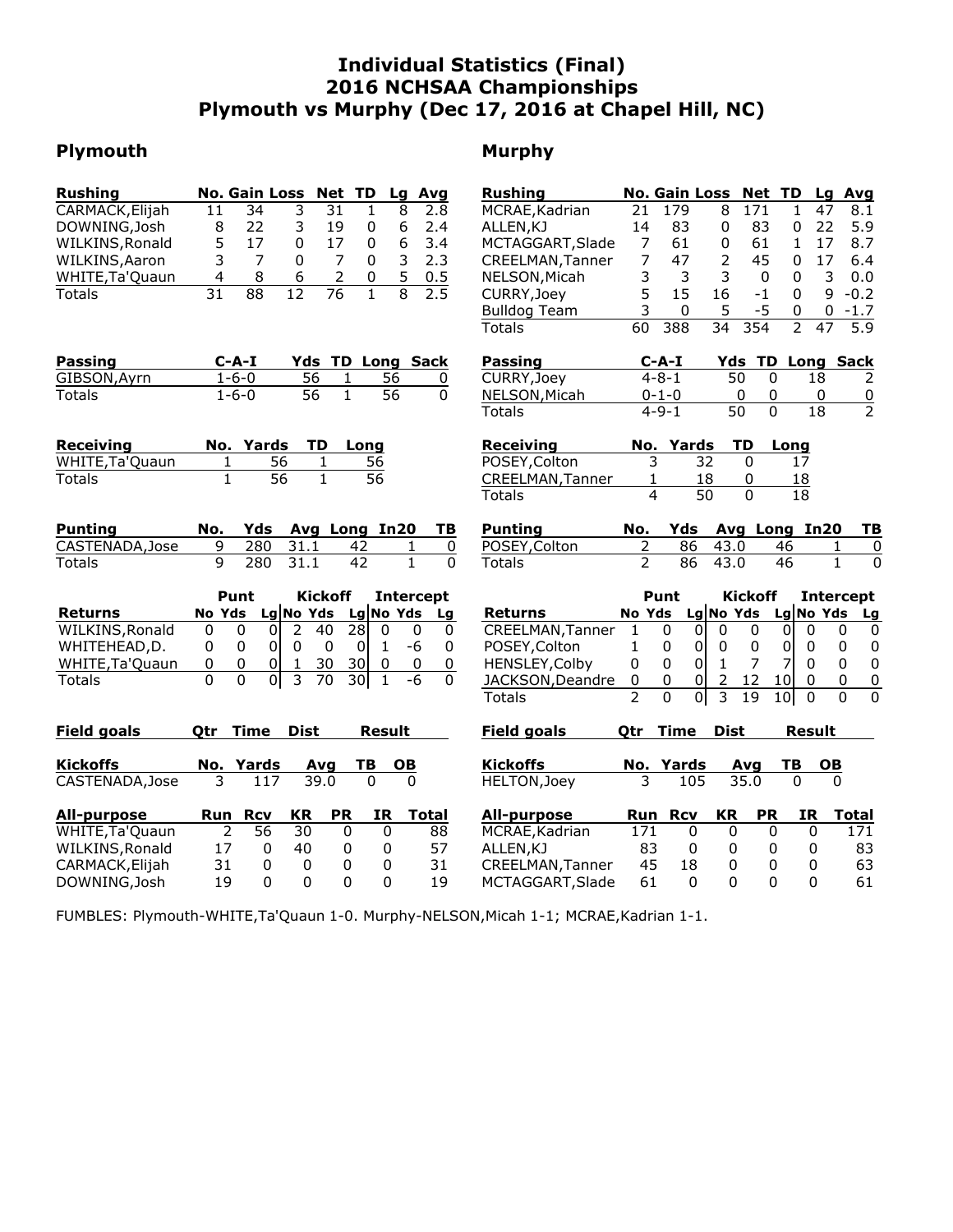# Individual Statistics (Final)
## 2016 NCHSAA Championships
## Plymouth vs Murphy (Dec 17, 2016 at Chapel Hill, NC)

## Plymouth

| Rushing | No. | Gain | Loss | Net | TD | Lg | Avg |
|---|---|---|---|---|---|---|---|
| CARMACK,Elijah | 11 | 34 | 3 | 31 | 1 | 8 | 2.8 |
| DOWNING,Josh | 8 | 22 | 3 | 19 | 0 | 6 | 2.4 |
| WILKINS,Ronald | 5 | 17 | 0 | 17 | 0 | 6 | 3.4 |
| WILKINS,Aaron | 3 | 7 | 0 | 7 | 0 | 3 | 2.3 |
| WHITE,Ta'Quaun | 4 | 8 | 6 | 2 | 0 | 5 | 0.5 |
| Totals | 31 | 88 | 12 | 76 | 1 | 8 | 2.5 |

| Passing | C-A-I | Yds | TD | Long | Sack |
|---|---|---|---|---|---|
| GIBSON,Ayrn | 1-6-0 | 56 | 1 | 56 | 0 |
| Totals | 1-6-0 | 56 | 1 | 56 | 0 |

| Receiving | No. | Yards | TD | Long |
|---|---|---|---|---|
| WHITE,Ta'Quaun | 1 | 56 | 1 | 56 |
| Totals | 1 | 56 | 1 | 56 |

| Punting | No. | Yds | Avg | Long | In20 | TB |
|---|---|---|---|---|---|---|
| CASTENADA,Jose | 9 | 280 | 31.1 | 42 | 1 | 0 |
| Totals | 9 | 280 | 31.1 | 42 | 1 | 0 |

| | Punt | | | Kickoff | | | Intercept | | |
|---|---|---|---|---|---|---|---|---|---|
| Returns | No | Yds | Lg | No | Yds | Lg | No | Yds | Lg |
| WILKINS,Ronald | 0 | 0 | 0 | 2 | 40 | 28 | 0 | 0 | 0 |
| WHITEHEAD,D. | 0 | 0 | 0 | 0 | 0 | 0 | 1 | -6 | 0 |
| WHITE,Ta'Quaun | 0 | 0 | 0 | 1 | 30 | 30 | 0 | 0 | 0 |
| Totals | 0 | 0 | 0 | 3 | 70 | 30 | 1 | -6 | 0 |

| Field goals | Qtr | Time | Dist | Result |
|---|---|---|---|---|

| Kickoffs | No. | Yards | Avg | TB | OB |
|---|---|---|---|---|---|
| CASTENADA,Jose | 3 | 117 | 39.0 | 0 | 0 |

| All-purpose | Run | Rcv | KR | PR | IR | Total |
|---|---|---|---|---|---|---|
| WHITE,Ta'Quaun | 2 | 56 | 30 | 0 | 0 | 88 |
| WILKINS,Ronald | 17 | 0 | 40 | 0 | 0 | 57 |
| CARMACK,Elijah | 31 | 0 | 0 | 0 | 0 | 31 |
| DOWNING,Josh | 19 | 0 | 0 | 0 | 0 | 19 |

## Murphy

| Rushing | No. | Gain | Loss | Net | TD | Lg | Avg |
|---|---|---|---|---|---|---|---|
| MCRAE,Kadrian | 21 | 179 | 8 | 171 | 1 | 47 | 8.1 |
| ALLEN,KJ | 14 | 83 | 0 | 83 | 0 | 22 | 5.9 |
| MCTAGGART,Slade | 7 | 61 | 0 | 61 | 1 | 17 | 8.7 |
| CREELMAN,Tanner | 7 | 47 | 2 | 45 | 0 | 17 | 6.4 |
| NELSON,Micah | 3 | 3 | 3 | 0 | 0 | 3 | 0.0 |
| CURRY,Joey | 5 | 15 | 16 | -1 | 0 | 9 | -0.2 |
| Bulldog Team | 3 | 0 | 5 | -5 | 0 | 0 | -1.7 |
| Totals | 60 | 388 | 34 | 354 | 2 | 47 | 5.9 |

| Passing | C-A-I | Yds | TD | Long | Sack |
|---|---|---|---|---|---|
| CURRY,Joey | 4-8-1 | 50 | 0 | 18 | 2 |
| NELSON,Micah | 0-1-0 | 0 | 0 | 0 | 0 |
| Totals | 4-9-1 | 50 | 0 | 18 | 2 |

| Receiving | No. | Yards | TD | Long |
|---|---|---|---|---|
| POSEY,Colton | 3 | 32 | 0 | 17 |
| CREELMAN,Tanner | 1 | 18 | 0 | 18 |
| Totals | 4 | 50 | 0 | 18 |

| Punting | No. | Yds | Avg | Long | In20 | TB |
|---|---|---|---|---|---|---|
| POSEY,Colton | 2 | 86 | 43.0 | 46 | 1 | 0 |
| Totals | 2 | 86 | 43.0 | 46 | 1 | 0 |

| | Punt | | | Kickoff | | | Intercept | | |
|---|---|---|---|---|---|---|---|---|---|
| Returns | No | Yds | Lg | No | Yds | Lg | No | Yds | Lg |
| CREELMAN,Tanner | 1 | 0 | 0 | 0 | 0 | 0 | 0 | 0 | 0 |
| POSEY,Colton | 1 | 0 | 0 | 0 | 0 | 0 | 0 | 0 | 0 |
| HENSLEY,Colby | 0 | 0 | 0 | 1 | 7 | 7 | 0 | 0 | 0 |
| JACKSON,Deandre | 0 | 0 | 0 | 2 | 12 | 10 | 0 | 0 | 0 |
| Totals | 2 | 0 | 0 | 3 | 19 | 10 | 0 | 0 | 0 |

| Field goals | Qtr | Time | Dist | Result |
|---|---|---|---|---|

| Kickoffs | No. | Yards | Avg | TB | OB |
|---|---|---|---|---|---|
| HELTON,Joey | 3 | 105 | 35.0 | 0 | 0 |

| All-purpose | Run | Rcv | KR | PR | IR | Total |
|---|---|---|---|---|---|---|
| MCRAE,Kadrian | 171 | 0 | 0 | 0 | 0 | 171 |
| ALLEN,KJ | 83 | 0 | 0 | 0 | 0 | 83 |
| CREELMAN,Tanner | 45 | 18 | 0 | 0 | 0 | 63 |
| MCTAGGART,Slade | 61 | 0 | 0 | 0 | 0 | 61 |

FUMBLES: Plymouth-WHITE,Ta'Quaun 1-0. Murphy-NELSON,Micah 1-1; MCRAE,Kadrian 1-1.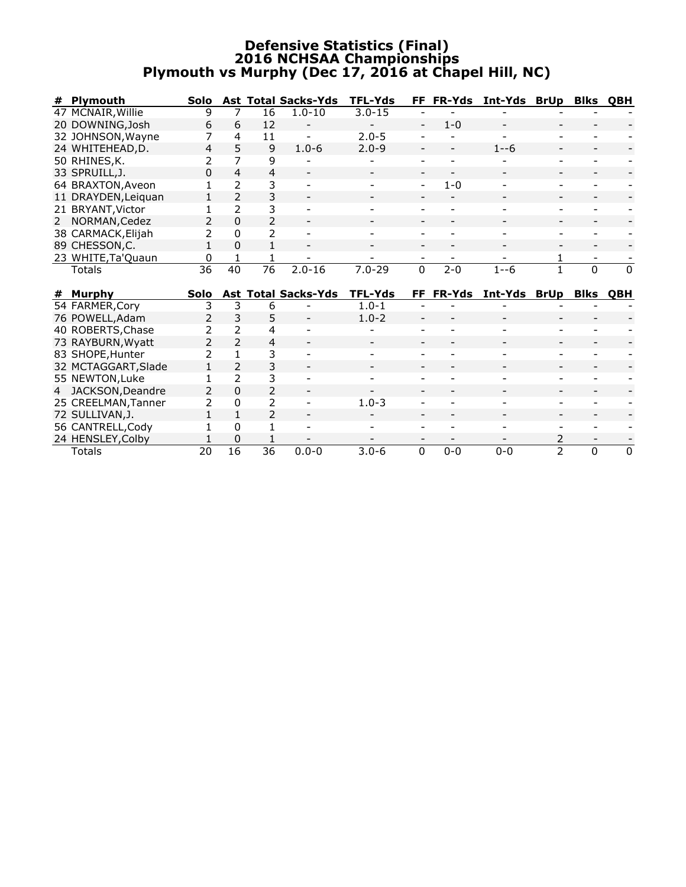# Defensive Statistics (Final)
## 2016 NCHSAA Championships
## Plymouth vs Murphy (Dec 17, 2016 at Chapel Hill, NC)

| # | Plymouth | Solo | Ast | Total | Sacks-Yds | TFL-Yds | FF | FR-Yds | Int-Yds | BrUp | Blks | QBH |
|---|---|---|---|---|---|---|---|---|---|---|---|---|
| 47 | MCNAIR,Willie | 9 | 7 | 16 | 1.0-10 | 3.0-15 | - | - | - | - | - | - |
| 20 | DOWNING,Josh | 6 | 6 | 12 | - | - | - | 1-0 | - | - | - | - |
| 32 | JOHNSON,Wayne | 7 | 4 | 11 | - | 2.0-5 | - | - | - | - | - | - |
| 24 | WHITEHEAD,D. | 4 | 5 | 9 | 1.0-6 | 2.0-9 | - | - | 1--6 | - | - | - |
| 50 | RHINES,K. | 2 | 7 | 9 | - | - | - | - | - | - | - | - |
| 33 | SPRUILL,J. | 0 | 4 | 4 | - | - | - | - | - | - | - | - |
| 64 | BRAXTON,Aveon | 1 | 2 | 3 | - | - | - | 1-0 | - | - | - | - |
| 11 | DRAYDEN,Leiquan | 1 | 2 | 3 | - | - | - | - | - | - | - | - |
| 21 | BRYANT,Victor | 1 | 2 | 3 | - | - | - | - | - | - | - | - |
| 2 | NORMAN,Cedez | 2 | 0 | 2 | - | - | - | - | - | - | - | - |
| 38 | CARMACK,Elijah | 2 | 0 | 2 | - | - | - | - | - | - | - | - |
| 89 | CHESSON,C. | 1 | 0 | 1 | - | - | - | - | - | - | - | - |
| 23 | WHITE,Ta'Quaun | 0 | 1 | 1 | - | - | - | - | - | 1 | - | - |
| | Totals | 36 | 40 | 76 | 2.0-16 | 7.0-29 | 0 | 2-0 | 1--6 | 1 | 0 | 0 |

| # | Murphy | Solo | Ast | Total | Sacks-Yds | TFL-Yds | FF | FR-Yds | Int-Yds | BrUp | Blks | QBH |
|---|---|---|---|---|---|---|---|---|---|---|---|---|
| 54 | FARMER,Cory | 3 | 3 | 6 | - | 1.0-1 | - | - | - | - | - | - |
| 76 | POWELL,Adam | 2 | 3 | 5 | - | 1.0-2 | - | - | - | - | - | - |
| 40 | ROBERTS,Chase | 2 | 2 | 4 | - | - | - | - | - | - | - | - |
| 73 | RAYBURN,Wyatt | 2 | 2 | 4 | - | - | - | - | - | - | - | - |
| 83 | SHOPE,Hunter | 2 | 1 | 3 | - | - | - | - | - | - | - | - |
| 32 | MCTAGGART,Slade | 1 | 2 | 3 | - | - | - | - | - | - | - | - |
| 55 | NEWTON,Luke | 1 | 2 | 3 | - | - | - | - | - | - | - | - |
| 4 | JACKSON,Deandre | 2 | 0 | 2 | - | - | - | - | - | - | - | - |
| 25 | CREELMAN,Tanner | 2 | 0 | 2 | - | 1.0-3 | - | - | - | - | - | - |
| 72 | SULLIVAN,J. | 1 | 1 | 2 | - | - | - | - | - | - | - | - |
| 56 | CANTRELL,Cody | 1 | 0 | 1 | - | - | - | - | - | - | - | - |
| 24 | HENSLEY,Colby | 1 | 0 | 1 | - | - | - | - | - | 2 | - | - |
| | Totals | 20 | 16 | 36 | 0.0-0 | 3.0-6 | 0 | 0-0 | 0-0 | 2 | 0 | 0 |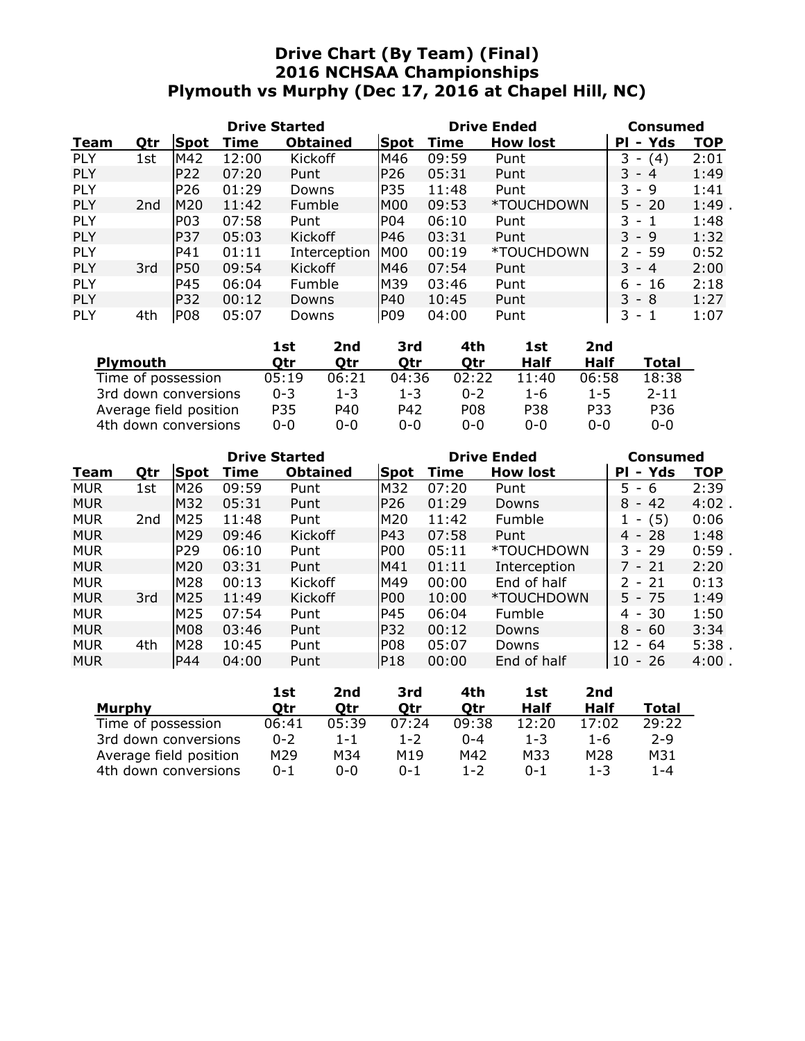# Drive Chart (By Team) (Final)
## 2016 NCHSAA Championships
## Plymouth vs Murphy (Dec 17, 2016 at Chapel Hill, NC)

| | | Drive Started | | | Drive Ended | | | Consumed | |
|---|---|---|---|---|---|---|---|---|---|
| Team | Qtr | Spot | Time | Obtained | Spot | Time | How lost | Pl - Yds | TOP |
| PLY | 1st | M42 | 12:00 | Kickoff | M46 | 09:59 | Punt | 3 - (4) | 2:01 |
| PLY | | P22 | 07:20 | Punt | P26 | 05:31 | Punt | 3 - 4 | 1:49 |
| PLY | | P26 | 01:29 | Downs | P35 | 11:48 | Punt | 3 - 9 | 1:41 |
| PLY | 2nd | M20 | 11:42 | Fumble | M00 | 09:53 | *TOUCHDOWN | 5 - 20 | 1:49 . |
| PLY | | P03 | 07:58 | Punt | P04 | 06:10 | Punt | 3 - 1 | 1:48 |
| PLY | | P37 | 05:03 | Kickoff | P46 | 03:31 | Punt | 3 - 9 | 1:32 |
| PLY | | P41 | 01:11 | Interception | M00 | 00:19 | *TOUCHDOWN | 2 - 59 | 0:52 |
| PLY | 3rd | P50 | 09:54 | Kickoff | M46 | 07:54 | Punt | 3 - 4 | 2:00 |
| PLY | | P45 | 06:04 | Fumble | M39 | 03:46 | Punt | 6 - 16 | 2:18 |
| PLY | | P32 | 00:12 | Downs | P40 | 10:45 | Punt | 3 - 8 | 1:27 |
| PLY | 4th | P08 | 05:07 | Downs | P09 | 04:00 | Punt | 3 - 1 | 1:07 |

| Plymouth | 1st Qtr | 2nd Qtr | 3rd Qtr | 4th Qtr | 1st Half | 2nd Half | Total |
|---|---|---|---|---|---|---|---|
| Time of possession | 05:19 | 06:21 | 04:36 | 02:22 | 11:40 | 06:58 | 18:38 |
| 3rd down conversions | 0-3 | 1-3 | 1-3 | 0-2 | 1-6 | 1-5 | 2-11 |
| Average field position | P35 | P40 | P42 | P08 | P38 | P33 | P36 |
| 4th down conversions | 0-0 | 0-0 | 0-0 | 0-0 | 0-0 | 0-0 | 0-0 |

| | | Drive Started | | | Drive Ended | | | Consumed | |
|---|---|---|---|---|---|---|---|---|---|
| Team | Qtr | Spot | Time | Obtained | Spot | Time | How lost | Pl - Yds | TOP |
| MUR | 1st | M26 | 09:59 | Punt | M32 | 07:20 | Punt | 5 - 6 | 2:39 |
| MUR | | M32 | 05:31 | Punt | P26 | 01:29 | Downs | 8 - 42 | 4:02 . |
| MUR | 2nd | M25 | 11:48 | Punt | M20 | 11:42 | Fumble | 1 - (5) | 0:06 |
| MUR | | M29 | 09:46 | Kickoff | P43 | 07:58 | Punt | 4 - 28 | 1:48 |
| MUR | | P29 | 06:10 | Punt | P00 | 05:11 | *TOUCHDOWN | 3 - 29 | 0:59 . |
| MUR | | M20 | 03:31 | Punt | M41 | 01:11 | Interception | 7 - 21 | 2:20 |
| MUR | | M28 | 00:13 | Kickoff | M49 | 00:00 | End of half | 2 - 21 | 0:13 |
| MUR | 3rd | M25 | 11:49 | Kickoff | P00 | 10:00 | *TOUCHDOWN | 5 - 75 | 1:49 |
| MUR | | M25 | 07:54 | Punt | P45 | 06:04 | Fumble | 4 - 30 | 1:50 |
| MUR | | M08 | 03:46 | Punt | P32 | 00:12 | Downs | 8 - 60 | 3:34 |
| MUR | 4th | M28 | 10:45 | Punt | P08 | 05:07 | Downs | 12 - 64 | 5:38 . |
| MUR | | P44 | 04:00 | Punt | P18 | 00:00 | End of half | 10 - 26 | 4:00 . |

| Murphy | 1st Qtr | 2nd Qtr | 3rd Qtr | 4th Qtr | 1st Half | 2nd Half | Total |
|---|---|---|---|---|---|---|---|
| Time of possession | 06:41 | 05:39 | 07:24 | 09:38 | 12:20 | 17:02 | 29:22 |
| 3rd down conversions | 0-2 | 1-1 | 1-2 | 0-4 | 1-3 | 1-6 | 2-9 |
| Average field position | M29 | M34 | M19 | M42 | M33 | M28 | M31 |
| 4th down conversions | 0-1 | 0-0 | 0-1 | 1-2 | 0-1 | 1-3 | 1-4 |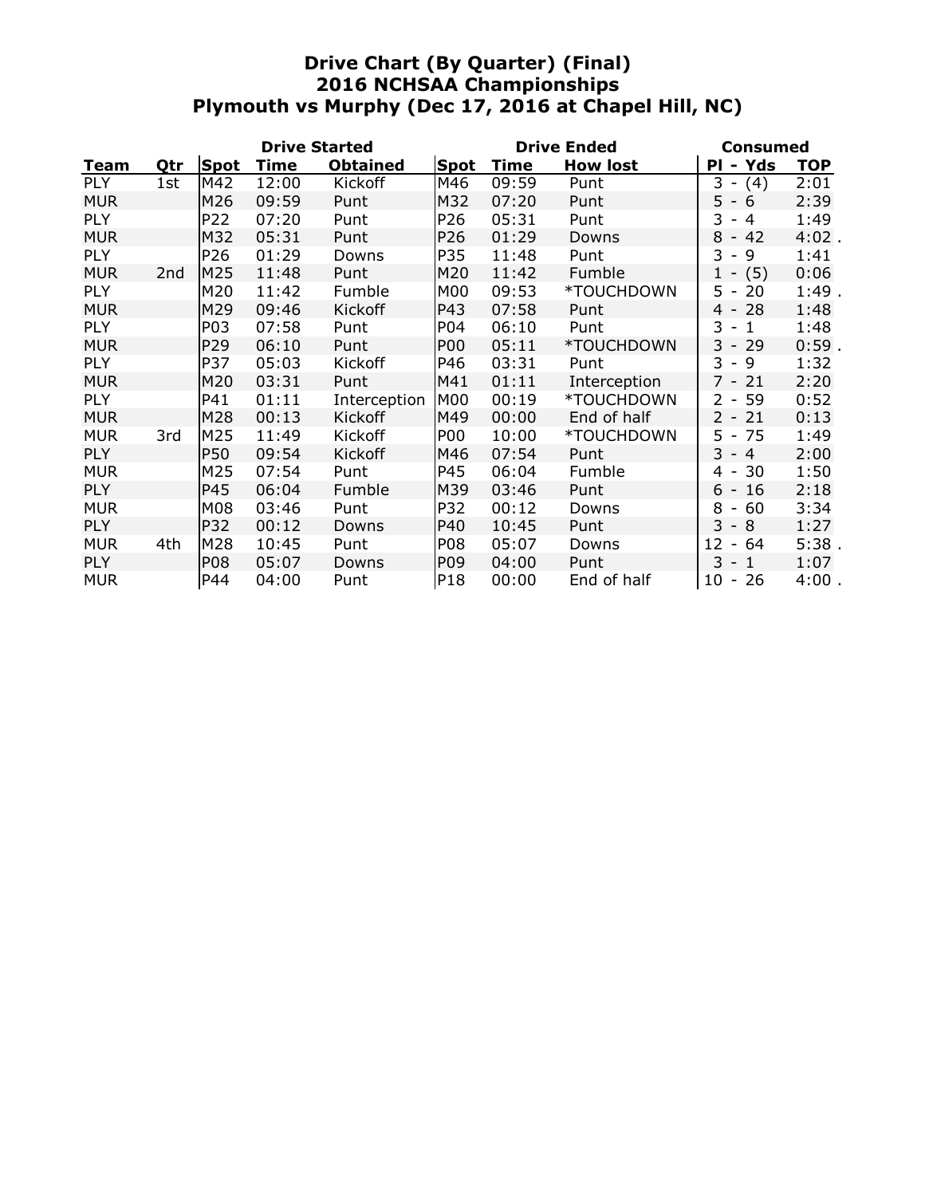# Drive Chart (By Quarter) (Final)
## 2016 NCHSAA Championships
## Plymouth vs Murphy (Dec 17, 2016 at Chapel Hill, NC)

| | | Drive Started | | | Drive Ended | | | Consumed | |
|---|---|---|---|---|---|---|---|---|---|
| **Team** | **Qtr** | **Spot** | **Time** | **Obtained** | **Spot** | **Time** | **How lost** | **Pl - Yds** | **TOP** |
| PLY | 1st | M42 | 12:00 | Kickoff | M46 | 09:59 | Punt | 3 - (4) | 2:01 |
| MUR | | M26 | 09:59 | Punt | M32 | 07:20 | Punt | 5 - 6 | 2:39 |
| PLY | | P22 | 07:20 | Punt | P26 | 05:31 | Punt | 3 - 4 | 1:49 |
| MUR | | M32 | 05:31 | Punt | P26 | 01:29 | Downs | 8 - 42 | 4:02 . |
| PLY | | P26 | 01:29 | Downs | P35 | 11:48 | Punt | 3 - 9 | 1:41 |
| MUR | 2nd | M25 | 11:48 | Punt | M20 | 11:42 | Fumble | 1 - (5) | 0:06 |
| PLY | | M20 | 11:42 | Fumble | M00 | 09:53 | *TOUCHDOWN | 5 - 20 | 1:49 . |
| MUR | | M29 | 09:46 | Kickoff | P43 | 07:58 | Punt | 4 - 28 | 1:48 |
| PLY | | P03 | 07:58 | Punt | P04 | 06:10 | Punt | 3 - 1 | 1:48 |
| MUR | | P29 | 06:10 | Punt | P00 | 05:11 | *TOUCHDOWN | 3 - 29 | 0:59 . |
| PLY | | P37 | 05:03 | Kickoff | P46 | 03:31 | Punt | 3 - 9 | 1:32 |
| MUR | | M20 | 03:31 | Punt | M41 | 01:11 | Interception | 7 - 21 | 2:20 |
| PLY | | P41 | 01:11 | Interception | M00 | 00:19 | *TOUCHDOWN | 2 - 59 | 0:52 |
| MUR | | M28 | 00:13 | Kickoff | M49 | 00:00 | End of half | 2 - 21 | 0:13 |
| MUR | 3rd | M25 | 11:49 | Kickoff | P00 | 10:00 | *TOUCHDOWN | 5 - 75 | 1:49 |
| PLY | | P50 | 09:54 | Kickoff | M46 | 07:54 | Punt | 3 - 4 | 2:00 |
| MUR | | M25 | 07:54 | Punt | P45 | 06:04 | Fumble | 4 - 30 | 1:50 |
| PLY | | P45 | 06:04 | Fumble | M39 | 03:46 | Punt | 6 - 16 | 2:18 |
| MUR | | M08 | 03:46 | Punt | P32 | 00:12 | Downs | 8 - 60 | 3:34 |
| PLY | | P32 | 00:12 | Downs | P40 | 10:45 | Punt | 3 - 8 | 1:27 |
| MUR | 4th | M28 | 10:45 | Punt | P08 | 05:07 | Downs | 12 - 64 | 5:38 . |
| PLY | | P08 | 05:07 | Downs | P09 | 04:00 | Punt | 3 - 1 | 1:07 |
| MUR | | P44 | 04:00 | Punt | P18 | 00:00 | End of half | 10 - 26 | 4:00 . |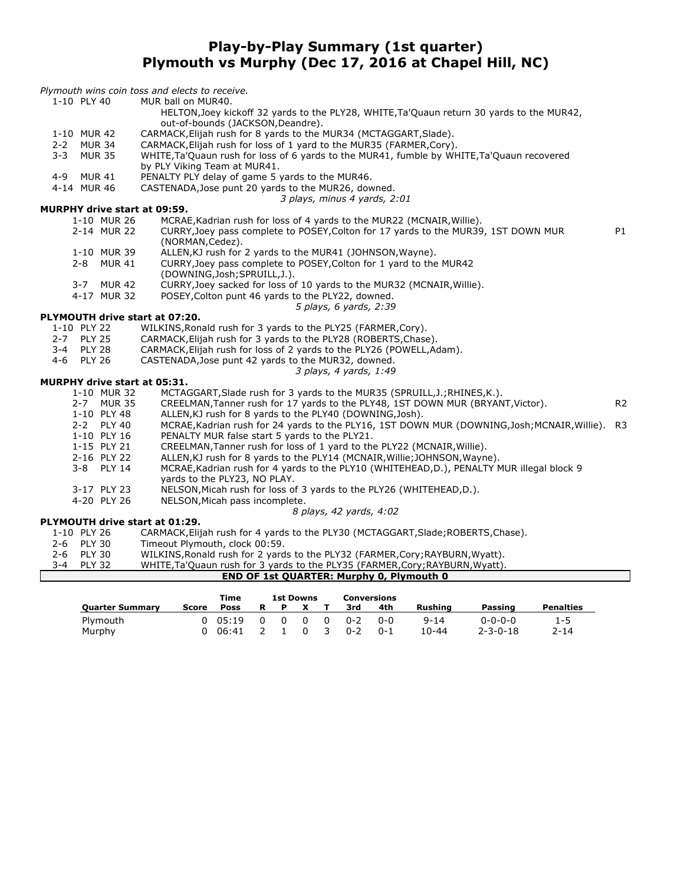# Play-by-Play Summary (1st quarter)
## Plymouth vs Murphy (Dec 17, 2016 at Chapel Hill, NC)

*Plymouth wins coin toss and elects to receive.*

| | | |
|---|---|---|
| 1-10 PLY 40 | MUR ball on MUR40. | |
| | HELTON,Joey kickoff 32 yards to the PLY28, WHITE,Ta'Quaun return 30 yards to the MUR42, out-of-bounds (JACKSON,Deandre). | |
| 1-10 MUR 42 | CARMACK,Elijah rush for 8 yards to the MUR34 (MCTAGGART,Slade). | |
| 2-2 MUR 34 | CARMACK,Elijah rush for loss of 1 yard to the MUR35 (FARMER,Cory). | |
| 3-3 MUR 35 | WHITE,Ta'Quaun rush for loss of 6 yards to the MUR41, fumble by WHITE,Ta'Quaun recovered by PLY Viking Team at MUR41. | |
| 4-9 MUR 41 | PENALTY PLY delay of game 5 yards to the MUR46. | |
| 4-14 MUR 46 | CASTENADA,Jose punt 20 yards to the MUR26, downed. | |
| | *3 plays, minus 4 yards, 2:01* | |

**MURPHY drive start at 09:59.**

| | | |
|---|---|---|
| 1-10 MUR 26 | MCRAE,Kadrian rush for loss of 4 yards to the MUR22 (MCNAIR,Willie). | |
| 2-14 MUR 22 | CURRY,Joey pass complete to POSEY,Colton for 17 yards to the MUR39, 1ST DOWN MUR (NORMAN,Cedez). | P1 |
| 1-10 MUR 39 | ALLEN,KJ rush for 2 yards to the MUR41 (JOHNSON,Wayne). | |
| 2-8 MUR 41 | CURRY,Joey pass complete to POSEY,Colton for 1 yard to the MUR42 (DOWNING,Josh;SPRUILL,J.). | |
| 3-7 MUR 42 | CURRY,Joey sacked for loss of 10 yards to the MUR32 (MCNAIR,Willie). | |
| 4-17 MUR 32 | POSEY,Colton punt 46 yards to the PLY22, downed. | |
| | *5 plays, 6 yards, 2:39* | |

**PLYMOUTH drive start at 07:20.**

| | | |
|---|---|---|
| 1-10 PLY 22 | WILKINS,Ronald rush for 3 yards to the PLY25 (FARMER,Cory). | |
| 2-7 PLY 25 | CARMACK,Elijah rush for 3 yards to the PLY28 (ROBERTS,Chase). | |
| 3-4 PLY 28 | CARMACK,Elijah rush for loss of 2 yards to the PLY26 (POWELL,Adam). | |
| 4-6 PLY 26 | CASTENADA,Jose punt 42 yards to the MUR32, downed. | |
| | *3 plays, 4 yards, 1:49* | |

**MURPHY drive start at 05:31.**

| | | |
|---|---|---|
| 1-10 MUR 32 | MCTAGGART,Slade rush for 3 yards to the MUR35 (SPRUILL,J.;RHINES,K.). | |
| 2-7 MUR 35 | CREELMAN,Tanner rush for 17 yards to the PLY48, 1ST DOWN MUR (BRYANT,Victor). | R2 |
| 1-10 PLY 48 | ALLEN,KJ rush for 8 yards to the PLY40 (DOWNING,Josh). | |
| 2-2 PLY 40 | MCRAE,Kadrian rush for 24 yards to the PLY16, 1ST DOWN MUR (DOWNING,Josh;MCNAIR,Willie). | R3 |
| 1-10 PLY 16 | PENALTY MUR false start 5 yards to the PLY21. | |
| 1-15 PLY 21 | CREELMAN,Tanner rush for loss of 1 yard to the PLY22 (MCNAIR,Willie). | |
| 2-16 PLY 22 | ALLEN,KJ rush for 8 yards to the PLY14 (MCNAIR,Willie;JOHNSON,Wayne). | |
| 3-8 PLY 14 | MCRAE,Kadrian rush for 4 yards to the PLY10 (WHITEHEAD,D.), PENALTY MUR illegal block 9 yards to the PLY23, NO PLAY. | |
| 3-17 PLY 23 | NELSON,Micah rush for loss of 3 yards to the PLY26 (WHITEHEAD,D.). | |
| 4-20 PLY 26 | NELSON,Micah pass incomplete. | |
| | *8 plays, 42 yards, 4:02* | |

**PLYMOUTH drive start at 01:29.**

| | | |
|---|---|---|
| 1-10 PLY 26 | CARMACK,Elijah rush for 4 yards to the PLY30 (MCTAGGART,Slade;ROBERTS,Chase). | |
| 2-6 PLY 30 | Timeout Plymouth, clock 00:59. | |
| 2-6 PLY 30 | WILKINS,Ronald rush for 2 yards to the PLY32 (FARMER,Cory;RAYBURN,Wyatt). | |
| 3-4 PLY 32 | WHITE,Ta'Quaun rush for 3 yards to the PLY35 (FARMER,Cory;RAYBURN,Wyatt). | |

**END OF 1st QUARTER: Murphy 0, Plymouth 0**

| Quarter Summary | Score | Time Poss | 1st Downs R | P | X | T | Conversions 3rd | 4th | Rushing | Passing | Penalties |
|---|---|---|---|---|---|---|---|---|---|---|---|
| Plymouth | 0 | 05:19 | 0 | 0 | 0 | 0 | 0-2 | 0-0 | 9-14 | 0-0-0-0 | 1-5 |
| Murphy | 0 | 06:41 | 2 | 1 | 0 | 3 | 0-2 | 0-1 | 10-44 | 2-3-0-18 | 2-14 |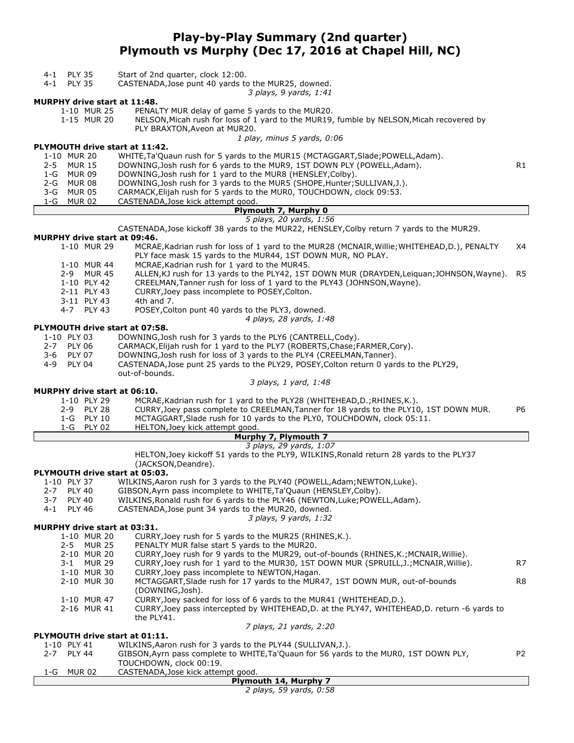# Play-by-Play Summary (2nd quarter)
## Plymouth vs Murphy (Dec 17, 2016 at Chapel Hill, NC)

| Down | Spot | Play | |
|---|---|---|---|
| 4-1 | PLY 35 | Start of 2nd quarter, clock 12:00. | |
| 4-1 | PLY 35 | CASTENADA,Jose punt 40 yards to the MUR25, downed. | |
| | | *3 plays, 9 yards, 1:41* | |

**MURPHY drive start at 11:48.**

| Down | Spot | Play | |
|---|---|---|---|
| 1-10 | MUR 25 | PENALTY MUR delay of game 5 yards to the MUR20. | |
| 1-15 | MUR 20 | NELSON,Micah rush for loss of 1 yard to the MUR19, fumble by NELSON,Micah recovered by PLY BRAXTON,Aveon at MUR20. | |
| | | *1 play, minus 5 yards, 0:06* | |

**PLYMOUTH drive start at 11:42.**

| Down | Spot | Play | |
|---|---|---|---|
| 1-10 | MUR 20 | WHITE,Ta'Quaun rush for 5 yards to the MUR15 (MCTAGGART,Slade;POWELL,Adam). | |
| 2-5 | MUR 15 | DOWNING,Josh rush for 6 yards to the MUR9, 1ST DOWN PLY (POWELL,Adam). | R1 |
| 1-G | MUR 09 | DOWNING,Josh rush for 1 yard to the MUR8 (HENSLEY,Colby). | |
| 2-G | MUR 08 | DOWNING,Josh rush for 3 yards to the MUR5 (SHOPE,Hunter;SULLIVAN,J.). | |
| 3-G | MUR 05 | CARMACK,Elijah rush for 5 yards to the MUR0, TOUCHDOWN, clock 09:53. | |
| 1-G | MUR 02 | CASTENADA,Jose kick attempt good. | |
| | | **Plymouth 7, Murphy 0** | |
| | | *5 plays, 20 yards, 1:56* | |
| | | CASTENADA,Jose kickoff 38 yards to the MUR22, HENSLEY,Colby return 7 yards to the MUR29. | |

**MURPHY drive start at 09:46.**

| Down | Spot | Play | |
|---|---|---|---|
| 1-10 | MUR 29 | MCRAE,Kadrian rush for loss of 1 yard to the MUR28 (MCNAIR,Willie;WHITEHEAD,D.), PENALTY PLY face mask 15 yards to the MUR44, 1ST DOWN MUR, NO PLAY. | X4 |
| 1-10 | MUR 44 | MCRAE,Kadrian rush for 1 yard to the MUR45. | |
| 2-9 | MUR 45 | ALLEN,KJ rush for 13 yards to the PLY42, 1ST DOWN MUR (DRAYDEN,Leiquan;JOHNSON,Wayne). | R5 |
| 1-10 | PLY 42 | CREELMAN,Tanner rush for loss of 1 yard to the PLY43 (JOHNSON,Wayne). | |
| 2-11 | PLY 43 | CURRY,Joey pass incomplete to POSEY,Colton. | |
| 3-11 | PLY 43 | 4th and 7. | |
| 4-7 | PLY 43 | POSEY,Colton punt 40 yards to the PLY3, downed. | |
| | | *4 plays, 28 yards, 1:48* | |

**PLYMOUTH drive start at 07:58.**

| Down | Spot | Play | |
|---|---|---|---|
| 1-10 | PLY 03 | DOWNING,Josh rush for 3 yards to the PLY6 (CANTRELL,Cody). | |
| 2-7 | PLY 06 | CARMACK,Elijah rush for 1 yard to the PLY7 (ROBERTS,Chase;FARMER,Cory). | |
| 3-6 | PLY 07 | DOWNING,Josh rush for loss of 3 yards to the PLY4 (CREELMAN,Tanner). | |
| 4-9 | PLY 04 | CASTENADA,Jose punt 25 yards to the PLY29, POSEY,Colton return 0 yards to the PLY29, out-of-bounds. | |
| | | *3 plays, 1 yard, 1:48* | |

**MURPHY drive start at 06:10.**

| Down | Spot | Play | |
|---|---|---|---|
| 1-10 | PLY 29 | MCRAE,Kadrian rush for 1 yard to the PLY28 (WHITEHEAD,D.;RHINES,K.). | |
| 2-9 | PLY 28 | CURRY,Joey pass complete to CREELMAN,Tanner for 18 yards to the PLY10, 1ST DOWN MUR. | P6 |
| 1-G | PLY 10 | MCTAGGART,Slade rush for 10 yards to the PLY0, TOUCHDOWN, clock 05:11. | |
| 1-G | PLY 02 | HELTON,Joey kick attempt good. | |
| | | **Murphy 7, Plymouth 7** | |
| | | *3 plays, 29 yards, 1:07* | |
| | | HELTON,Joey kickoff 51 yards to the PLY9, WILKINS,Ronald return 28 yards to the PLY37 (JACKSON,Deandre). | |

**PLYMOUTH drive start at 05:03.**

| Down | Spot | Play | |
|---|---|---|---|
| 1-10 | PLY 37 | WILKINS,Aaron rush for 3 yards to the PLY40 (POWELL,Adam;NEWTON,Luke). | |
| 2-7 | PLY 40 | GIBSON,Ayrn pass incomplete to WHITE,Ta'Quaun (HENSLEY,Colby). | |
| 3-7 | PLY 40 | WILKINS,Ronald rush for 6 yards to the PLY46 (NEWTON,Luke;POWELL,Adam). | |
| 4-1 | PLY 46 | CASTENADA,Jose punt 34 yards to the MUR20, downed. | |
| | | *3 plays, 9 yards, 1:32* | |

**MURPHY drive start at 03:31.**

| Down | Spot | Play | |
|---|---|---|---|
| 1-10 | MUR 20 | CURRY,Joey rush for 5 yards to the MUR25 (RHINES,K.). | |
| 2-5 | MUR 25 | PENALTY MUR false start 5 yards to the MUR20. | |
| 2-10 | MUR 20 | CURRY,Joey rush for 9 yards to the MUR29, out-of-bounds (RHINES,K.;MCNAIR,Willie). | |
| 3-1 | MUR 29 | CURRY,Joey rush for 1 yard to the MUR30, 1ST DOWN MUR (SPRUILL,J.;MCNAIR,Willie). | R7 |
| 1-10 | MUR 30 | CURRY,Joey pass incomplete to NEWTON,Hagan. | |
| 2-10 | MUR 30 | MCTAGGART,Slade rush for 17 yards to the MUR47, 1ST DOWN MUR, out-of-bounds (DOWNING,Josh). | R8 |
| 1-10 | MUR 47 | CURRY,Joey sacked for loss of 6 yards to the MUR41 (WHITEHEAD,D.). | |
| 2-16 | MUR 41 | CURRY,Joey pass intercepted by WHITEHEAD,D. at the PLY47, WHITEHEAD,D. return -6 yards to the PLY41. | |
| | | *7 plays, 21 yards, 2:20* | |

**PLYMOUTH drive start at 01:11.**

| Down | Spot | Play | |
|---|---|---|---|
| 1-10 | PLY 41 | WILKINS,Aaron rush for 3 yards to the PLY44 (SULLIVAN,J.). | |
| 2-7 | PLY 44 | GIBSON,Ayrn pass complete to WHITE,Ta'Quaun for 56 yards to the MUR0, 1ST DOWN PLY, TOUCHDOWN, clock 00:19. | P2 |
| 1-G | MUR 02 | CASTENADA,Jose kick attempt good. | |
| | | **Plymouth 14, Murphy 7** | |
| | | *2 plays, 59 yards, 0:58* | |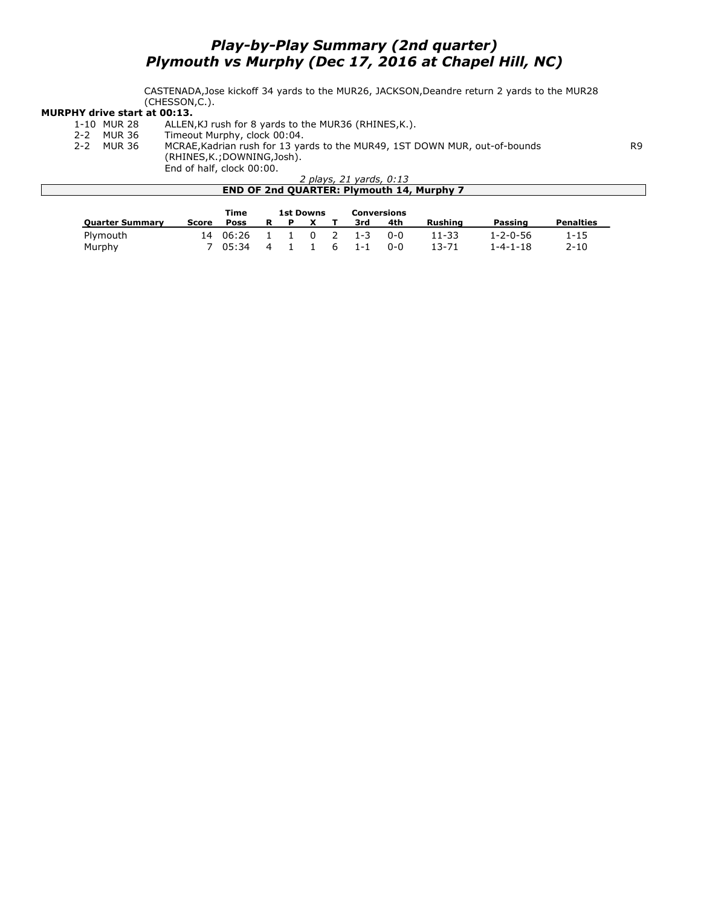# *Play-by-Play Summary (2nd quarter)*
# *Plymouth vs Murphy (Dec 17, 2016 at Chapel Hill, NC)*

CASTENADA,Jose kickoff 34 yards to the MUR26, JACKSON,Deandre return 2 yards to the MUR28 (CHESSON,C.).

**MURPHY drive start at 00:13.**

| | | | |
|---|---|---|---|
| 1-10 | MUR 28 | ALLEN,KJ rush for 8 yards to the MUR36 (RHINES,K.). | |
| 2-2 | MUR 36 | Timeout Murphy, clock 00:04. | |
| 2-2 | MUR 36 | MCRAE,Kadrian rush for 13 yards to the MUR49, 1ST DOWN MUR, out-of-bounds (RHINES,K.;DOWNING,Josh). | R9 |
| | | End of half, clock 00:00. | |

*2 plays, 21 yards, 0:13*

**END OF 2nd QUARTER: Plymouth 14, Murphy 7**

| Quarter Summary | Score | Time Poss | 1st Downs R | P | X | T | Conversions 3rd | 4th | Rushing | Passing | Penalties |
|---|---|---|---|---|---|---|---|---|---|---|---|
| Plymouth | 14 | 06:26 | 1 | 1 | 0 | 2 | 1-3 | 0-0 | 11-33 | 1-2-0-56 | 1-15 |
| Murphy | 7 | 05:34 | 4 | 1 | 1 | 6 | 1-1 | 0-0 | 13-71 | 1-4-1-18 | 2-10 |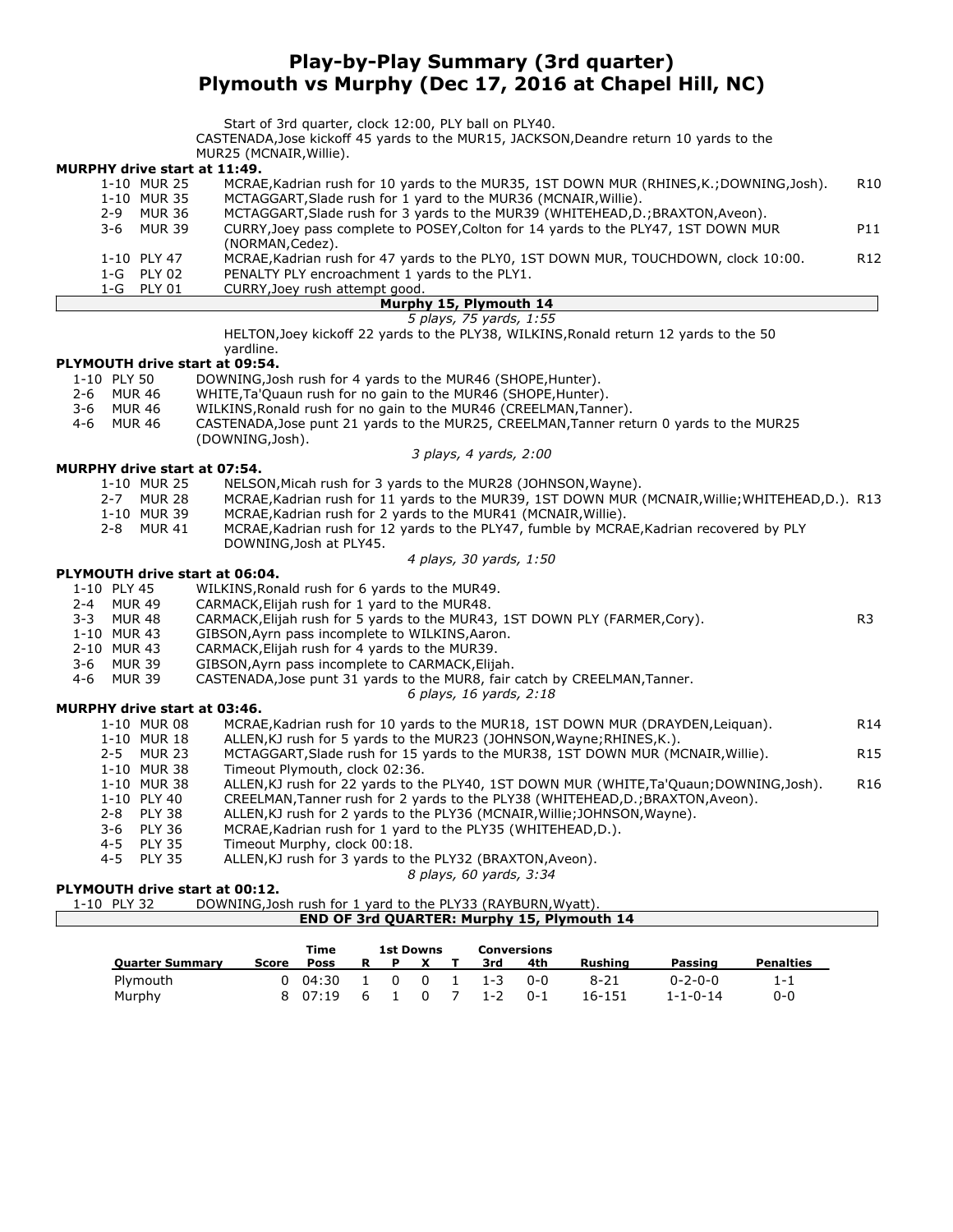# Play-by-Play Summary (3rd quarter)
## Plymouth vs Murphy (Dec 17, 2016 at Chapel Hill, NC)

Start of 3rd quarter, clock 12:00, PLY ball on PLY40.
CASTENADA,Jose kickoff 45 yards to the MUR15, JACKSON,Deandre return 10 yards to the MUR25 (MCNAIR,Willie).

**MURPHY drive start at 11:49.**

| Down | Spot | Play | |
|---|---|---|---|
| 1-10 | MUR 25 | MCRAE,Kadrian rush for 10 yards to the MUR35, 1ST DOWN MUR (RHINES,K.;DOWNING,Josh). | R10 |
| 1-10 | MUR 35 | MCTAGGART,Slade rush for 1 yard to the MUR36 (MCNAIR,Willie). | |
| 2-9 | MUR 36 | MCTAGGART,Slade rush for 3 yards to the MUR39 (WHITEHEAD,D.;BRAXTON,Aveon). | |
| 3-6 | MUR 39 | CURRY,Joey pass complete to POSEY,Colton for 14 yards to the PLY47, 1ST DOWN MUR (NORMAN,Cedez). | P11 |
| 1-10 | PLY 47 | MCRAE,Kadrian rush for 47 yards to the PLY0, 1ST DOWN MUR, TOUCHDOWN, clock 10:00. | R12 |
| 1-G | PLY 02 | PENALTY PLY encroachment 1 yards to the PLY1. | |
| 1-G | PLY 01 | CURRY,Joey rush attempt good. | |

**Murphy 15, Plymouth 14**

*5 plays, 75 yards, 1:55*

HELTON,Joey kickoff 22 yards to the PLY38, WILKINS,Ronald return 12 yards to the 50 yardline.

**PLYMOUTH drive start at 09:54.**

| Down | Spot | Play |
|---|---|---|
| 1-10 | PLY 50 | DOWNING,Josh rush for 4 yards to the MUR46 (SHOPE,Hunter). |
| 2-6 | MUR 46 | WHITE,Ta'Quaun rush for no gain to the MUR46 (SHOPE,Hunter). |
| 3-6 | MUR 46 | WILKINS,Ronald rush for no gain to the MUR46 (CREELMAN,Tanner). |
| 4-6 | MUR 46 | CASTENADA,Jose punt 21 yards to the MUR25, CREELMAN,Tanner return 0 yards to the MUR25 (DOWNING,Josh). |

*3 plays, 4 yards, 2:00*

**MURPHY drive start at 07:54.**

| Down | Spot | Play | |
|---|---|---|---|
| 1-10 | MUR 25 | NELSON,Micah rush for 3 yards to the MUR28 (JOHNSON,Wayne). | |
| 2-7 | MUR 28 | MCRAE,Kadrian rush for 11 yards to the MUR39, 1ST DOWN MUR (MCNAIR,Willie;WHITEHEAD,D.). | R13 |
| 1-10 | MUR 39 | MCRAE,Kadrian rush for 2 yards to the MUR41 (MCNAIR,Willie). | |
| 2-8 | MUR 41 | MCRAE,Kadrian rush for 12 yards to the PLY47, fumble by MCRAE,Kadrian recovered by PLY DOWNING,Josh at PLY45. | |

*4 plays, 30 yards, 1:50*

**PLYMOUTH drive start at 06:04.**

| Down | Spot | Play | |
|---|---|---|---|
| 1-10 | PLY 45 | WILKINS,Ronald rush for 6 yards to the MUR49. | |
| 2-4 | MUR 49 | CARMACK,Elijah rush for 1 yard to the MUR48. | |
| 3-3 | MUR 48 | CARMACK,Elijah rush for 5 yards to the MUR43, 1ST DOWN PLY (FARMER,Cory). | R3 |
| 1-10 | MUR 43 | GIBSON,Ayrn pass incomplete to WILKINS,Aaron. | |
| 2-10 | MUR 43 | CARMACK,Elijah rush for 4 yards to the MUR39. | |
| 3-6 | MUR 39 | GIBSON,Ayrn pass incomplete to CARMACK,Elijah. | |
| 4-6 | MUR 39 | CASTENADA,Jose punt 31 yards to the MUR8, fair catch by CREELMAN,Tanner. | |

*6 plays, 16 yards, 2:18*

**MURPHY drive start at 03:46.**

| Down | Spot | Play | |
|---|---|---|---|
| 1-10 | MUR 08 | MCRAE,Kadrian rush for 10 yards to the MUR18, 1ST DOWN MUR (DRAYDEN,Leiquan). | R14 |
| 1-10 | MUR 18 | ALLEN,KJ rush for 5 yards to the MUR23 (JOHNSON,Wayne;RHINES,K.). | |
| 2-5 | MUR 23 | MCTAGGART,Slade rush for 15 yards to the MUR38, 1ST DOWN MUR (MCNAIR,Willie). | R15 |
| 1-10 | MUR 38 | Timeout Plymouth, clock 02:36. | |
| 1-10 | MUR 38 | ALLEN,KJ rush for 22 yards to the PLY40, 1ST DOWN MUR (WHITE,Ta'Quaun;DOWNING,Josh). | R16 |
| 1-10 | PLY 40 | CREELMAN,Tanner rush for 2 yards to the PLY38 (WHITEHEAD,D.;BRAXTON,Aveon). | |
| 2-8 | PLY 38 | ALLEN,KJ rush for 2 yards to the PLY36 (MCNAIR,Willie;JOHNSON,Wayne). | |
| 3-6 | PLY 36 | MCRAE,Kadrian rush for 1 yard to the PLY35 (WHITEHEAD,D.). | |
| 4-5 | PLY 35 | Timeout Murphy, clock 00:18. | |
| 4-5 | PLY 35 | ALLEN,KJ rush for 3 yards to the PLY32 (BRAXTON,Aveon). | |

*8 plays, 60 yards, 3:34*

**PLYMOUTH drive start at 00:12.**

| Down | Spot | Play |
|---|---|---|
| 1-10 | PLY 32 | DOWNING,Josh rush for 1 yard to the PLY33 (RAYBURN,Wyatt). |

**END OF 3rd QUARTER: Murphy 15, Plymouth 14**

| Quarter Summary | Score | Time Poss | 1st Downs R | P | X | T | Conversions 3rd | 4th | Rushing | Passing | Penalties |
|---|---|---|---|---|---|---|---|---|---|---|---|
| Plymouth | 0 | 04:30 | 1 | 0 | 0 | 1 | 1-3 | 0-0 | 8-21 | 0-2-0-0 | 1-1 |
| Murphy | 8 | 07:19 | 6 | 1 | 0 | 7 | 1-2 | 0-1 | 16-151 | 1-1-0-14 | 0-0 |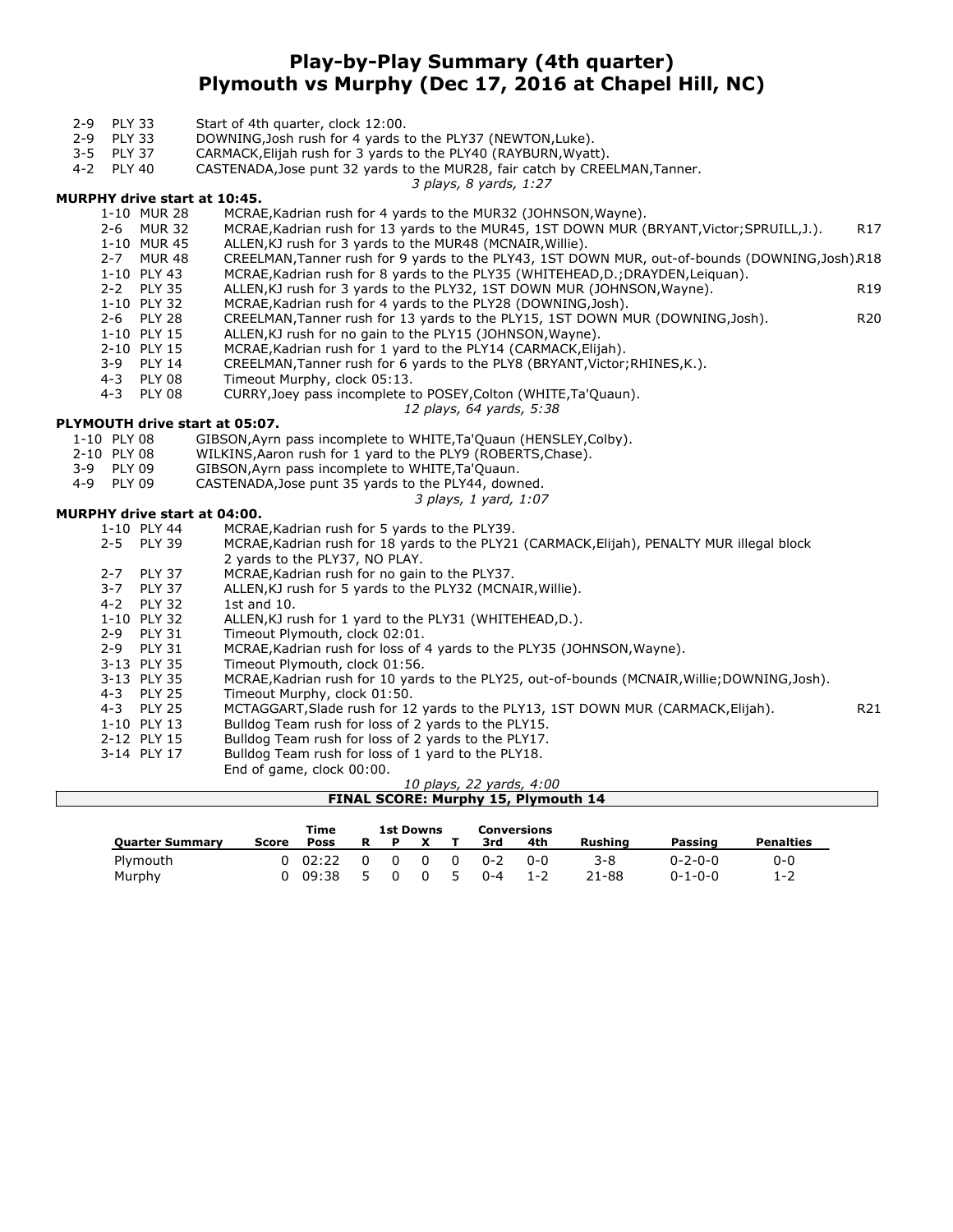# Play-by-Play Summary (4th quarter)
## Plymouth vs Murphy (Dec 17, 2016 at Chapel Hill, NC)

| | | | |
|---|---|---|---|
| 2-9 | PLY 33 | Start of 4th quarter, clock 12:00. | |
| 2-9 | PLY 33 | DOWNING,Josh rush for 4 yards to the PLY37 (NEWTON,Luke). | |
| 3-5 | PLY 37 | CARMACK,Elijah rush for 3 yards to the PLY40 (RAYBURN,Wyatt). | |
| 4-2 | PLY 40 | CASTENADA,Jose punt 32 yards to the MUR28, fair catch by CREELMAN,Tanner. | |
| | | *3 plays, 8 yards, 1:27* | |

**MURPHY drive start at 10:45.**

| | | | |
|---|---|---|---|
| 1-10 | MUR 28 | MCRAE,Kadrian rush for 4 yards to the MUR32 (JOHNSON,Wayne). | |
| 2-6 | MUR 32 | MCRAE,Kadrian rush for 13 yards to the MUR45, 1ST DOWN MUR (BRYANT,Victor;SPRUILL,J.). | R17 |
| 1-10 | MUR 45 | ALLEN,KJ rush for 3 yards to the MUR48 (MCNAIR,Willie). | |
| 2-7 | MUR 48 | CREELMAN,Tanner rush for 9 yards to the PLY43, 1ST DOWN MUR, out-of-bounds (DOWNING,Josh). | R18 |
| 1-10 | PLY 43 | MCRAE,Kadrian rush for 8 yards to the PLY35 (WHITEHEAD,D.;DRAYDEN,Leiquan). | |
| 2-2 | PLY 35 | ALLEN,KJ rush for 3 yards to the PLY32, 1ST DOWN MUR (JOHNSON,Wayne). | R19 |
| 1-10 | PLY 32 | MCRAE,Kadrian rush for 4 yards to the PLY28 (DOWNING,Josh). | |
| 2-6 | PLY 28 | CREELMAN,Tanner rush for 13 yards to the PLY15, 1ST DOWN MUR (DOWNING,Josh). | R20 |
| 1-10 | PLY 15 | ALLEN,KJ rush for no gain to the PLY15 (JOHNSON,Wayne). | |
| 2-10 | PLY 15 | MCRAE,Kadrian rush for 1 yard to the PLY14 (CARMACK,Elijah). | |
| 3-9 | PLY 14 | CREELMAN,Tanner rush for 6 yards to the PLY8 (BRYANT,Victor;RHINES,K.). | |
| 4-3 | PLY 08 | Timeout Murphy, clock 05:13. | |
| 4-3 | PLY 08 | CURRY,Joey pass incomplete to POSEY,Colton (WHITE,Ta'Quaun). | |
| | | *12 plays, 64 yards, 5:38* | |

**PLYMOUTH drive start at 05:07.**

| | | | |
|---|---|---|---|
| 1-10 | PLY 08 | GIBSON,Ayrn pass incomplete to WHITE,Ta'Quaun (HENSLEY,Colby). | |
| 2-10 | PLY 08 | WILKINS,Aaron rush for 1 yard to the PLY9 (ROBERTS,Chase). | |
| 3-9 | PLY 09 | GIBSON,Ayrn pass incomplete to WHITE,Ta'Quaun. | |
| 4-9 | PLY 09 | CASTENADA,Jose punt 35 yards to the PLY44, downed. | |
| | | *3 plays, 1 yard, 1:07* | |

**MURPHY drive start at 04:00.**

| | | | |
|---|---|---|---|
| 1-10 | PLY 44 | MCRAE,Kadrian rush for 5 yards to the PLY39. | |
| 2-5 | PLY 39 | MCRAE,Kadrian rush for 18 yards to the PLY21 (CARMACK,Elijah), PENALTY MUR illegal block 2 yards to the PLY37, NO PLAY. | |
| 2-7 | PLY 37 | MCRAE,Kadrian rush for no gain to the PLY37. | |
| 3-7 | PLY 37 | ALLEN,KJ rush for 5 yards to the PLY32 (MCNAIR,Willie). | |
| 4-2 | PLY 32 | 1st and 10. | |
| 1-10 | PLY 32 | ALLEN,KJ rush for 1 yard to the PLY31 (WHITEHEAD,D.). | |
| 2-9 | PLY 31 | Timeout Plymouth, clock 02:01. | |
| 2-9 | PLY 31 | MCRAE,Kadrian rush for loss of 4 yards to the PLY35 (JOHNSON,Wayne). | |
| 3-13 | PLY 35 | Timeout Plymouth, clock 01:56. | |
| 3-13 | PLY 35 | MCRAE,Kadrian rush for 10 yards to the PLY25, out-of-bounds (MCNAIR,Willie;DOWNING,Josh). | |
| 4-3 | PLY 25 | Timeout Murphy, clock 01:50. | |
| 4-3 | PLY 25 | MCTAGGART,Slade rush for 12 yards to the PLY13, 1ST DOWN MUR (CARMACK,Elijah). | R21 |
| 1-10 | PLY 13 | Bulldog Team rush for loss of 2 yards to the PLY15. | |
| 2-12 | PLY 15 | Bulldog Team rush for loss of 2 yards to the PLY17. | |
| 3-14 | PLY 17 | Bulldog Team rush for loss of 1 yard to the PLY18. | |
| | | End of game, clock 00:00. | |
| | | *10 plays, 22 yards, 4:00* | |

**FINAL SCORE: Murphy 15, Plymouth 14**

| Quarter Summary | Score | Time Poss | 1st Downs R | P | X | T | Conversions 3rd | 4th | Rushing | Passing | Penalties |
|---|---|---|---|---|---|---|---|---|---|---|---|
| Plymouth | 0 | 02:22 | 0 | 0 | 0 | 0 | 0-2 | 0-0 | 3-8 | 0-2-0-0 | 0-0 |
| Murphy | 0 | 09:38 | 5 | 0 | 0 | 5 | 0-4 | 1-2 | 21-88 | 0-1-0-0 | 1-2 |